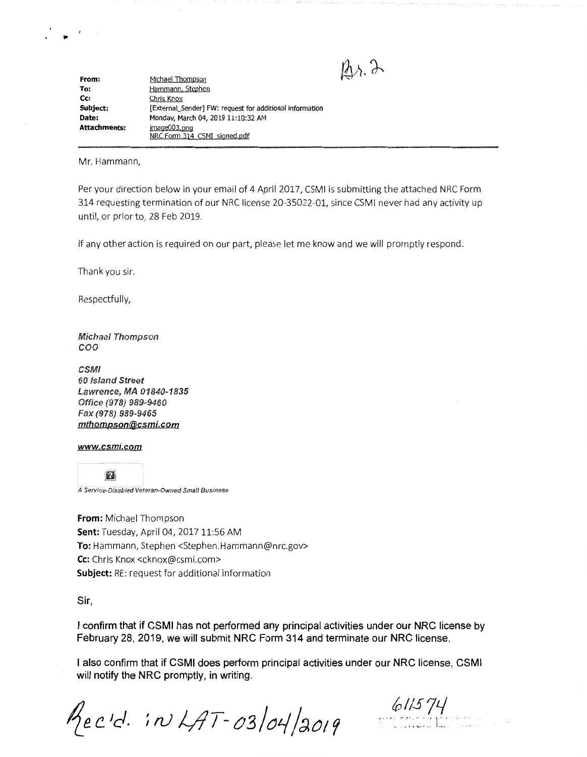B.S. 2

| | |
|---|---|
| **From:** | Michael Thompson |
| **To:** | Hammann, Stephen |
| **Cc:** | Chris Knox |
| **Subject:** | [External_Sender] FW: request for additional information |
| **Date:** | Monday, March 04, 2019 11:10:32 AM |
| **Attachments:** | image003.png<br>NRC Form 314 CSMI signed.pdf |

Mr. Hammann,

Per your direction below in your email of 4 April 2017, CSMI is submitting the attached NRC Form 314 requesting termination of our NRC license 20-35022-01, since CSMI never had any activity up until, or prior to, 28 Feb 2019.

If any other action is required on our part, please let me know and we will promptly respond.

Thank you sir.

Respectfully,

*Michael Thompson*
*COO*

***CSMI***
***60 Island Street***
***Lawrence, MA 01840-1835***
***Office (978) 989-9460***
***Fax (978) 989-9465***
***mthompson@csmi.com***

***www.csmi.com***

*A Service-Disabled Veteran-Owned Small Business*

**From:** Michael Thompson
**Sent:** Tuesday, April 04, 2017 11:56 AM
**To:** Hammann, Stephen <Stephen.Hammann@nrc.gov>
**Cc:** Chris Knox <cknox@csmi.com>
**Subject:** RE: request for additional information

Sir,

I confirm that if CSMI has not performed any principal activities under our NRC license by February 28, 2019, we will submit NRC Form 314 and terminate our NRC license.

I also confirm that if CSMI does perform principal activities under our NRC license, CSMI will notify the NRC promptly, in writing.

Rec'd. in LAT - 03/04/2019

611574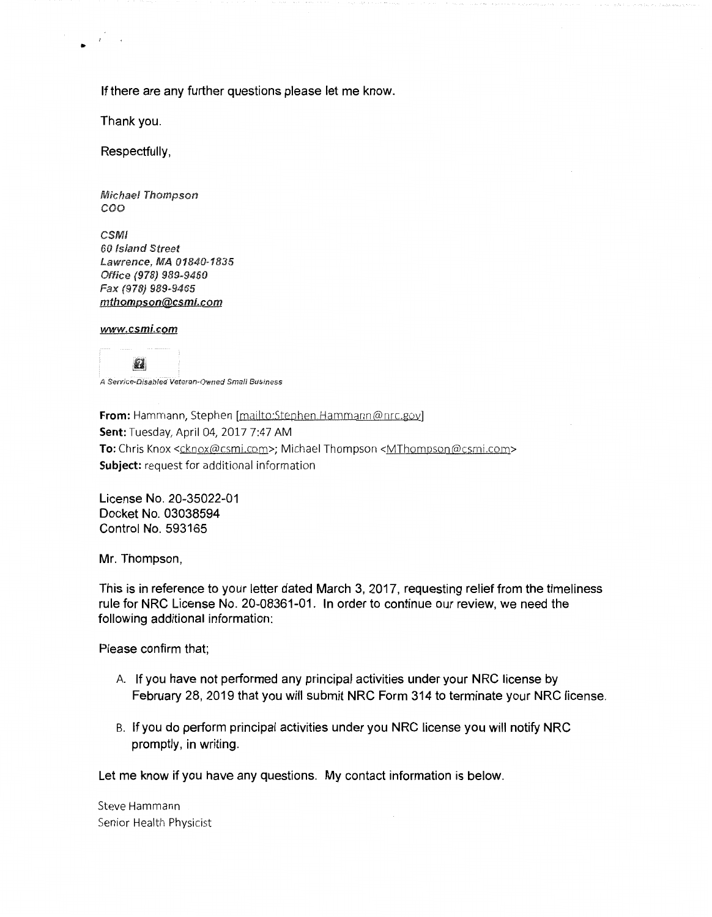If there are any further questions please let me know.

Thank you.

Respectfully,

*Michael Thompson*
*COO*

*CSMI*
*60 Island Street*
*Lawrence, MA 01840-1835*
*Office (978) 989-9460*
*Fax (978) 989-9465*
*mthompson@csmi.com*

*www.csmi.com*

*A Service-Disabled Veteran-Owned Small Business*

**From:** Hammann, Stephen [mailto:Stephen.Hammann@nrc.gov]
**Sent:** Tuesday, April 04, 2017 7:47 AM
**To:** Chris Knox <cknox@csmi.com>; Michael Thompson <MThompson@csmi.com>
**Subject:** request for additional information

License No. 20-35022-01
Docket No. 03038594
Control No. 593165

Mr. Thompson,

This is in reference to your letter dated March 3, 2017, requesting relief from the timeliness rule for NRC License No. 20-08361-01. In order to continue our review, we need the following additional information:

Please confirm that;

A. If you have not performed any principal activities under your NRC license by February 28, 2019 that you will submit NRC Form 314 to terminate your NRC license.

B. If you do perform principal activities under you NRC license you will notify NRC promptly, in writing.

Let me know if you have any questions. My contact information is below.

Steve Hammann
Senior Health Physicist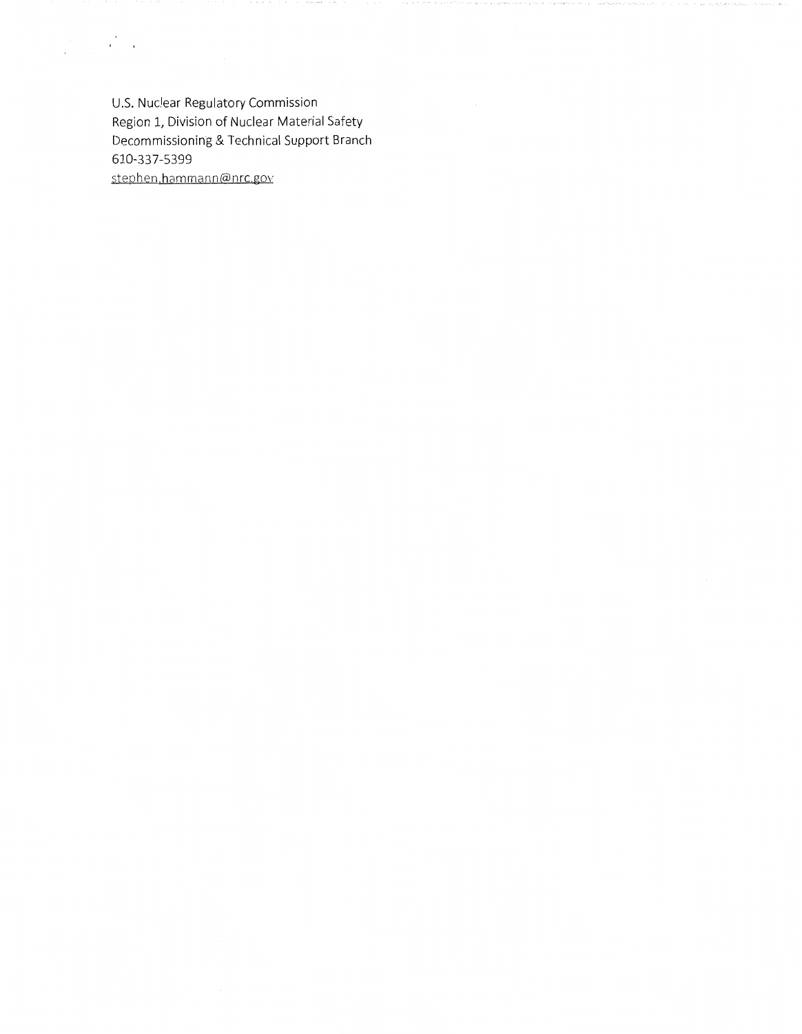U.S. Nuclear Regulatory Commission  
Region 1, Division of Nuclear Material Safety  
Decommissioning & Technical Support Branch  
610-337-5399  
stephen.hammann@nrc.gov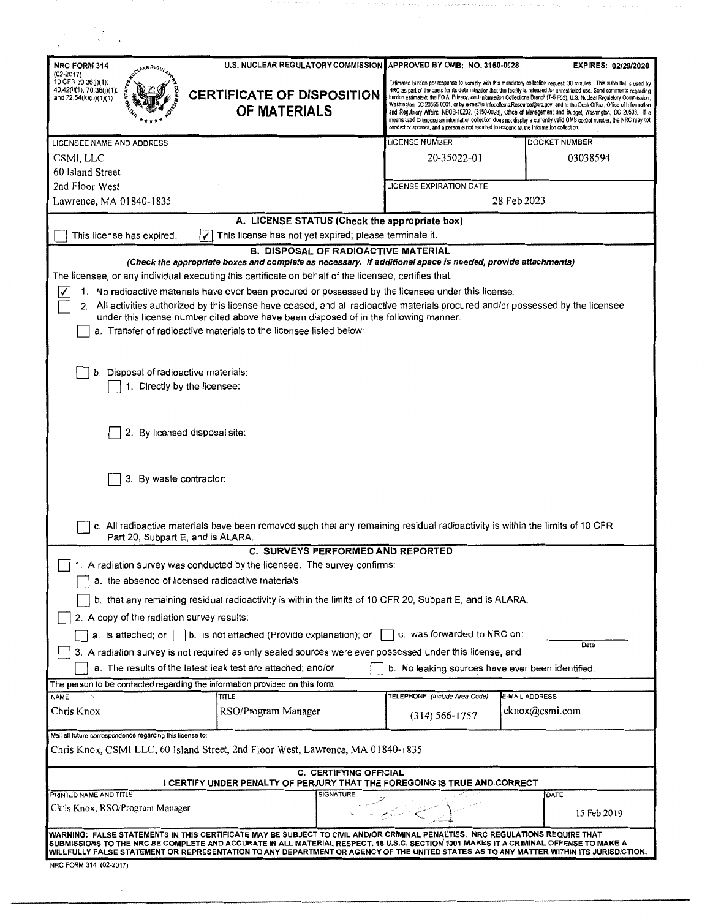NRC FORM 314
(02-2017)
10 CFR 30.36(j)(1); 40.42(j)(1); 70.38(j)(1); and 72.54(k)(5)(1)(1)

U.S. NUCLEAR REGULATORY COMMISSION

# CERTIFICATE OF DISPOSITION OF MATERIALS

APPROVED BY OMB: NO. 3150-0028 — EXPIRES: 02/29/2020

Estimated burden per response to comply with this mandatory collection request: 30 minutes. This submittal is used by NRC as part of the basis for its determination that the facility is released for unrestricted use. Send comments regarding burden estimate to the FOIA, Privacy, and Information Collections Branch (T-5 F53), U.S. Nuclear Regulatory Commission, Washington, DC 20555-0001, or by e-mail to Infocollects.Resource@nrc.gov, and to the Desk Officer, Office of Information and Regulatory Affairs, NEOB-10202, (3150-0028), Office of Management and Budget, Washington, DC 20503. If a means used to impose an information collection does not display a currently valid OMB control number, the NRC may not conduct or sponsor, and a person is not required to respond to, the information collection.

| LICENSEE NAME AND ADDRESS | LICENSE NUMBER | DOCKET NUMBER |
|---|---|---|
| CSMI, LLC<br>60 Island Street<br>2nd Floor West<br>Lawrence, MA 01840-1835 | 20-35022-01 | 03038594 |
| | LICENSE EXPIRATION DATE: 28 Feb 2023 | |

## A. LICENSE STATUS (Check the appropriate box)

☐ This license has expired. ☑ This license has not yet expired; please terminate it.

## B. DISPOSAL OF RADIOACTIVE MATERIAL

*(Check the appropriate boxes and complete as necessary. If additional space is needed, provide attachments)*

The licensee, or any individual executing this certificate on behalf of the licensee, certifies that:

☑ 1. No radioactive materials have ever been procured or possessed by the licensee under this license.

☐ 2. All activities authorized by this license have ceased, and all radioactive materials procured and/or possessed by the licensee under this license number cited above have been disposed of in the following manner.

☐ a. Transfer of radioactive materials to the licensee listed below:

☐ b. Disposal of radioactive materials:

☐ 1. Directly by the licensee:

☐ 2. By licensed disposal site:

☐ 3. By waste contractor:

☐ c. All radioactive materials have been removed such that any remaining residual radioactivity is within the limits of 10 CFR Part 20, Subpart E, and is ALARA.

## C. SURVEYS PERFORMED AND REPORTED

☐ 1. A radiation survey was conducted by the licensee. The survey confirms:

☐ a. the absence of licensed radioactive materials

☐ b. that any remaining residual radioactivity is within the limits of 10 CFR 20, Subpart E, and is ALARA.

☐ 2. A copy of the radiation survey results:

☐ a. is attached; or ☐ b. is not attached (Provide explanation); or ☐ c. was forwarded to NRC on: ________ Date

☐ 3. A radiation survey is not required as only sealed sources were ever possessed under this license, and

☐ a. The results of the latest leak test are attached; and/or ☐ b. No leaking sources have ever been identified.

The person to be contacted regarding the information provided on this form:

| NAME | TITLE | TELEPHONE (Include Area Code) | E-MAIL ADDRESS |
|---|---|---|---|
| Chris Knox | RSO/Program Manager | (314) 566-1757 | cknox@csmi.com |

Mail all future correspondence regarding this license to:

Chris Knox, CSMI LLC, 60 Island Street, 2nd Floor West, Lawrence, MA 01840-1835

## C. CERTIFYING OFFICIAL

**I CERTIFY UNDER PENALTY OF PERJURY THAT THE FOREGOING IS TRUE AND CORRECT**

| PRINTED NAME AND TITLE | SIGNATURE | DATE |
|---|---|---|
| Chris Knox, RSO/Program Manager | [signature] | 15 Feb 2019 |

**WARNING: FALSE STATEMENTS IN THIS CERTIFICATE MAY BE SUBJECT TO CIVIL AND/OR CRIMINAL PENALTIES. NRC REGULATIONS REQUIRE THAT SUBMISSIONS TO THE NRC BE COMPLETE AND ACCURATE IN ALL MATERIAL RESPECT. 18 U.S.C. SECTION 1001 MAKES IT A CRIMINAL OFFENSE TO MAKE A WILLFULLY FALSE STATEMENT OR REPRESENTATION TO ANY DEPARTMENT OR AGENCY OF THE UNITED STATES AS TO ANY MATTER WITHIN ITS JURISDICTION.**

NRC FORM 314 (02-2017)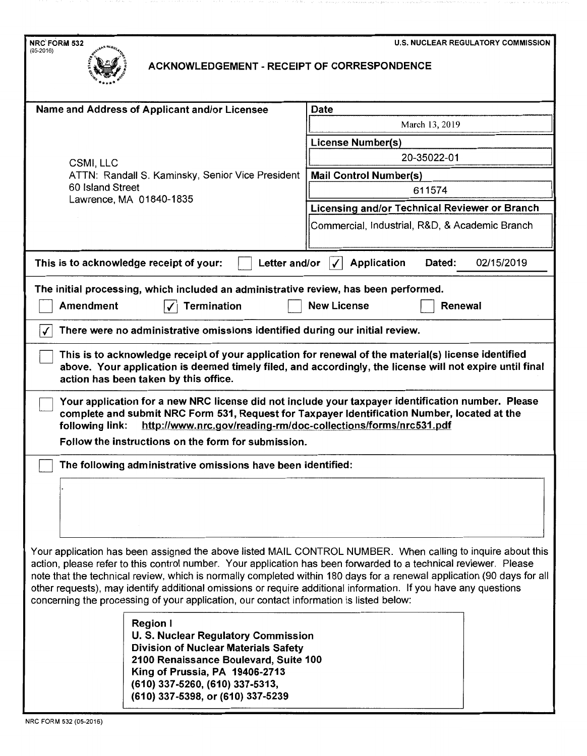NRC FORM 532
(05-2016)

U.S. NUCLEAR REGULATORY COMMISSION

# ACKNOWLEDGEMENT - RECEIPT OF CORRESPONDENCE

| Name and Address of Applicant and/or Licensee | |
|---|---|
| CSMI, LLC<br>ATTN: Randall S. Kaminsky, Senior Vice President<br>60 Island Street<br>Lawrence, MA 01840-1835 | **Date:** March 13, 2019<br>**License Number(s):** 20-35022-01<br>**Mail Control Number(s):** 611574<br>**Licensing and/or Technical Reviewer or Branch:** Commercial, Industrial, R&D, & Academic Branch |

**This is to acknowledge receipt of your:** ☐ Letter and/or ☑ Application **Dated:** 02/15/2019

**The initial processing, which included an administrative review, has been performed.**

☐ Amendment ☑ Termination ☐ New License ☐ Renewal

☑ **There were no administrative omissions identified during our initial review.**

☐ **This is to acknowledge receipt of your application for renewal of the material(s) license identified above. Your application is deemed timely filed, and accordingly, the license will not expire until final action has been taken by this office.**

☐ **Your application for a new NRC license did not include your taxpayer identification number. Please complete and submit NRC Form 531, Request for Taxpayer Identification Number, located at the following link: http://www.nrc.gov/reading-rm/doc-collections/forms/nrc531.pdf**

**Follow the instructions on the form for submission.**

☐ **The following administrative omissions have been identified:**

Your application has been assigned the above listed MAIL CONTROL NUMBER. When calling to inquire about this action, please refer to this control number. Your application has been forwarded to a technical reviewer. Please note that the technical review, which is normally completed within 180 days for a renewal application (90 days for all other requests), may identify additional omissions or require additional information. If you have any questions concerning the processing of your application, our contact information is listed below:

**Region I**
**U. S. Nuclear Regulatory Commission**
**Division of Nuclear Materials Safety**
**2100 Renaissance Boulevard, Suite 100**
**King of Prussia, PA 19406-2713**
**(610) 337-5260, (610) 337-5313,**
**(610) 337-5398, or (610) 337-5239**

NRC FORM 532 (05-2016)